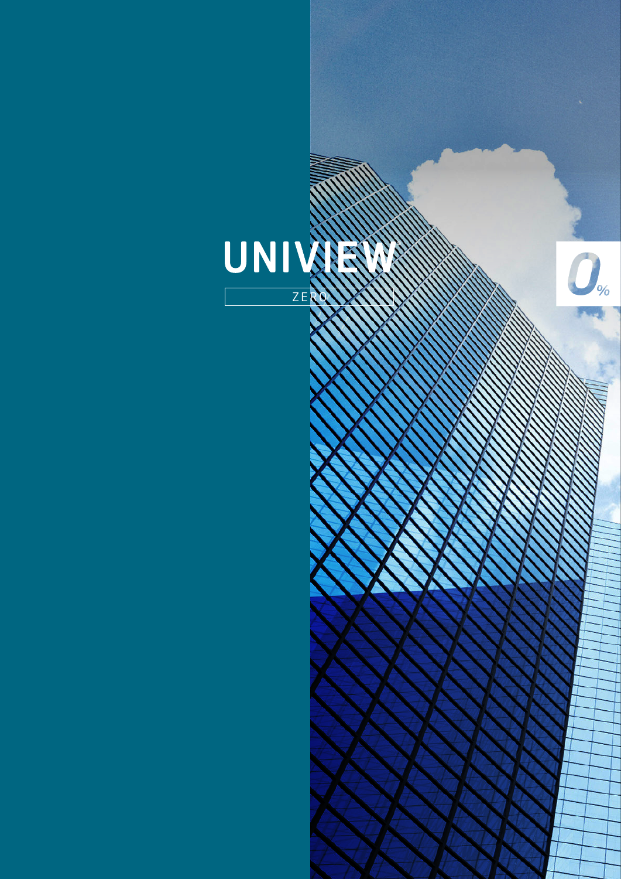# UNIVIEW

ZERO

0%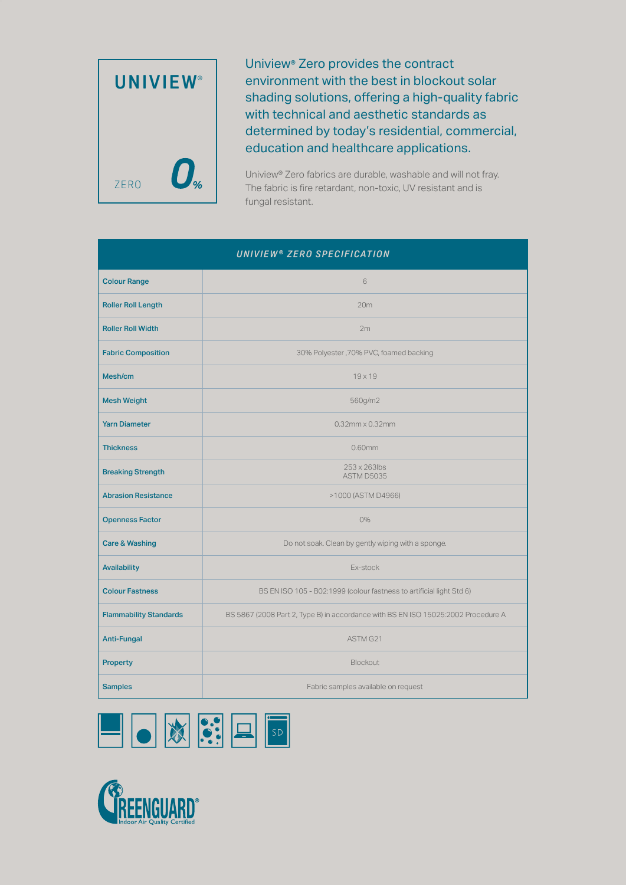# UNIVIEW®

ZERO 0%

Uniview® Zero provides the contract environment with the best in blockout solar shading solutions, offering a high-quality fabric with technical and aesthetic standards as determined by today's residential, commercial, education and healthcare applications.

Uniview® Zero fabrics are durable, washable and will not fray. The fabric is fire retardant, non-toxic, UV resistant and is fungal resistant.

| *UNIVIEW® ZERO SPECIFICATION* | |
|---|---|
| Colour Range | 6 |
| Roller Roll Length | 20m |
| Roller Roll Width | 2m |
| Fabric Composition | 30% Polyester ,70% PVC, foamed backing |
| Mesh/cm | 19 x 19 |
| Mesh Weight | 560g/m2 |
| Yarn Diameter | 0.32mm x 0.32mm |
| Thickness | 0.60mm |
| Breaking Strength | 253 x 263lbs<br>ASTM D5035 |
| Abrasion Resistance | >1000 (ASTM D4966) |
| Openness Factor | 0% |
| Care & Washing | Do not soak. Clean by gently wiping with a sponge. |
| Availability | Ex-stock |
| Colour Fastness | BS EN ISO 105 - B02:1999 (colour fastness to artificial light Std 6) |
| Flammability Standards | BS 5867 (2008 Part 2, Type B) in accordance with BS EN ISO 15025:2002 Procedure A |
| Anti-Fungal | ASTM G21 |
| Property | Blockout |
| Samples | Fabric samples available on request |

SD

GREENGUARD®
Indoor Air Quality Certified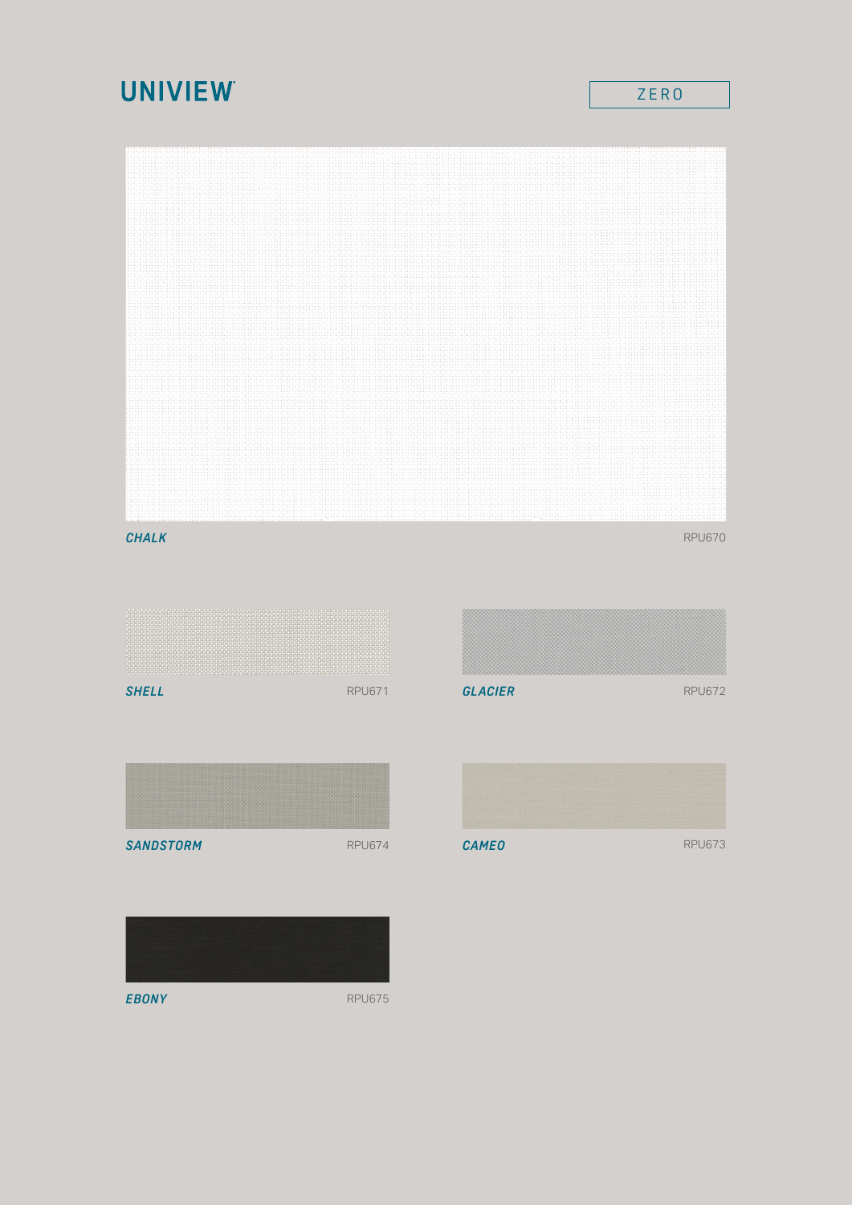# UNIVIEW

ZERO

***CHALK*** RPU670

***SHELL*** RPU671

***GLACIER*** RPU672

***SANDSTORM*** RPU674

***CAMEO*** RPU673

***EBONY*** RPU675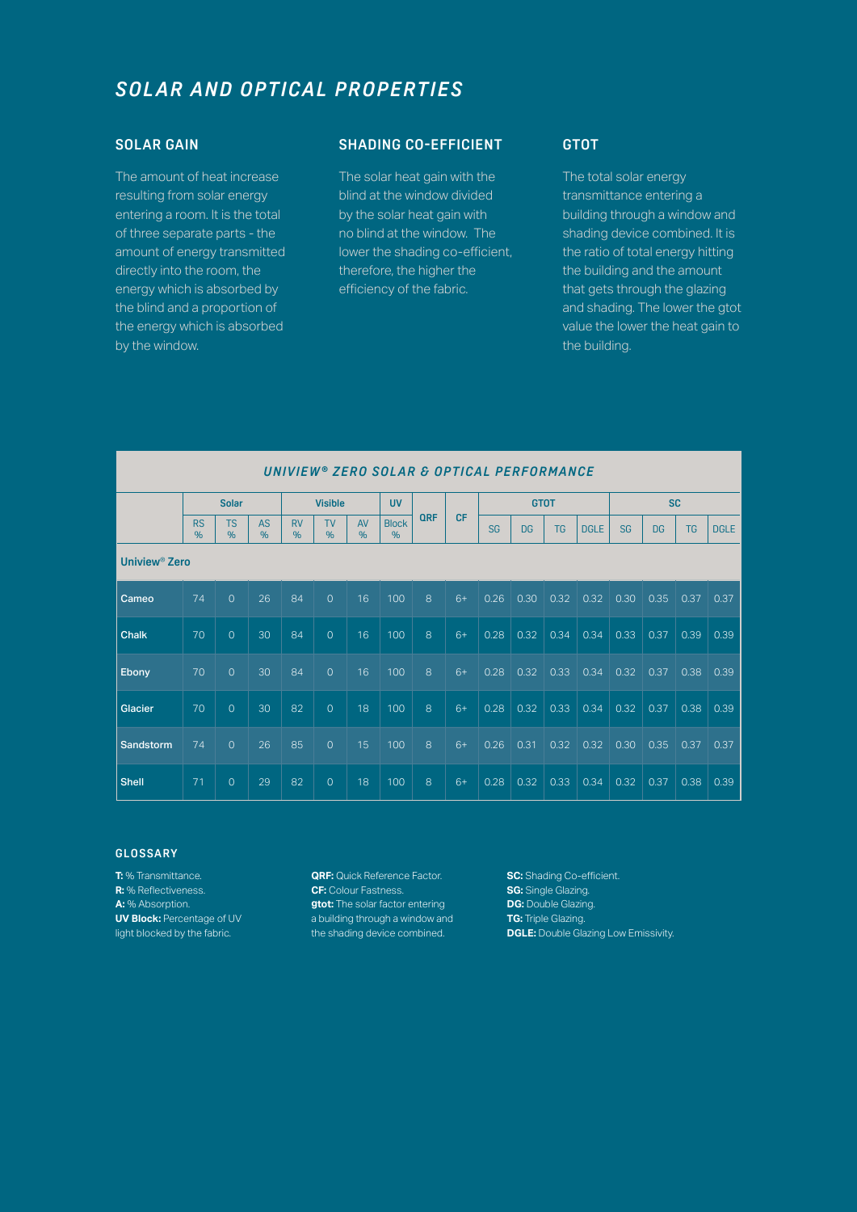## *SOLAR AND OPTICAL PROPERTIES*

### SOLAR GAIN

The amount of heat increase resulting from solar energy entering a room. It is the total of three separate parts - the amount of energy transmitted directly into the room, the energy which is absorbed by the blind and a proportion of the energy which is absorbed by the window.

### SHADING CO-EFFICIENT

The solar heat gain with the blind at the window divided by the solar heat gain with no blind at the window. The lower the shading co-efficient, therefore, the higher the efficiency of the fabric.

### GTOT

The total solar energy transmittance entering a building through a window and shading device combined. It is the ratio of total energy hitting the building and the amount that gets through the glazing and shading. The lower the gtot value the lower the heat gain to the building.

***UNIVIEW® ZERO SOLAR & OPTICAL PERFORMANCE***

| | Solar | | | Visible | | | UV | QRF | CF | GTOT | | | | SC | | | |
|---|---|---|---|---|---|---|---|---|---|---|---|---|---|---|---|---|---|
| | RS % | TS % | AS % | RV % | TV % | AV % | Block % | | | SG | DG | TG | DGLE | SG | DG | TG | DGLE |
| **Uniview® Zero** | | | | | | | | | | | | | | | | | |
| **Cameo** | 74 | 0 | 26 | 84 | 0 | 16 | 100 | 8 | 6+ | 0.26 | 0.30 | 0.32 | 0.32 | 0.30 | 0.35 | 0.37 | 0.37 |
| **Chalk** | 70 | 0 | 30 | 84 | 0 | 16 | 100 | 8 | 6+ | 0.28 | 0.32 | 0.34 | 0.34 | 0.33 | 0.37 | 0.39 | 0.39 |
| **Ebony** | 70 | 0 | 30 | 84 | 0 | 16 | 100 | 8 | 6+ | 0.28 | 0.32 | 0.33 | 0.34 | 0.32 | 0.37 | 0.38 | 0.39 |
| **Glacier** | 70 | 0 | 30 | 82 | 0 | 18 | 100 | 8 | 6+ | 0.28 | 0.32 | 0.33 | 0.34 | 0.32 | 0.37 | 0.38 | 0.39 |
| **Sandstorm** | 74 | 0 | 26 | 85 | 0 | 15 | 100 | 8 | 6+ | 0.26 | 0.31 | 0.32 | 0.32 | 0.30 | 0.35 | 0.37 | 0.37 |
| **Shell** | 71 | 0 | 29 | 82 | 0 | 18 | 100 | 8 | 6+ | 0.28 | 0.32 | 0.33 | 0.34 | 0.32 | 0.37 | 0.38 | 0.39 |

### GLOSSARY

**T:** % Transmittance.
**R:** % Reflectiveness.
**A:** % Absorption.
**UV Block:** Percentage of UV light blocked by the fabric.

**QRF:** Quick Reference Factor.
**CF:** Colour Fastness.
**gtot:** The solar factor entering a building through a window and the shading device combined.

**SC:** Shading Co-efficient.
**SG:** Single Glazing.
**DG:** Double Glazing.
**TG:** Triple Glazing.
**DGLE:** Double Glazing Low Emissivity.